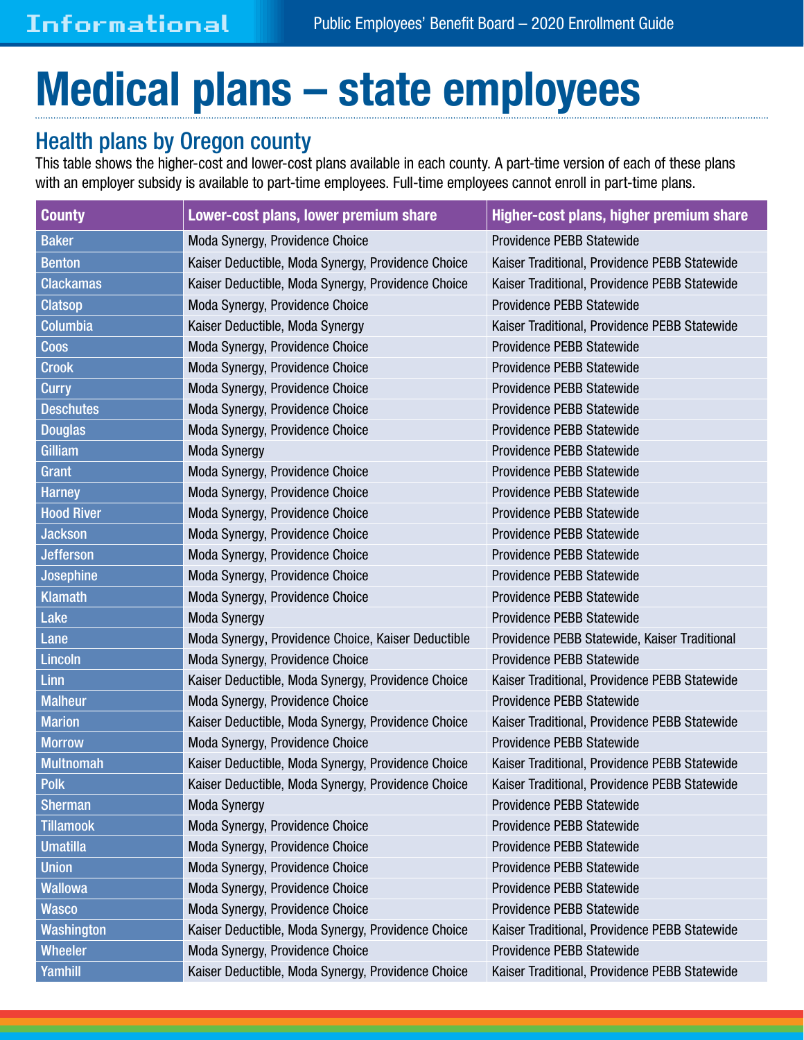# Medical plans – state employees

## Health plans by Oregon county

This table shows the higher-cost and lower-cost plans available in each county. A part-time version of each of these plans with an employer subsidy is available to part-time employees. Full-time employees cannot enroll in part-time plans.

| County | Lower-cost plans, lower premium share | Higher-cost plans, higher premium share |
|---|---|---|
| Baker | Moda Synergy, Providence Choice | Providence PEBB Statewide |
| Benton | Kaiser Deductible, Moda Synergy, Providence Choice | Kaiser Traditional, Providence PEBB Statewide |
| Clackamas | Kaiser Deductible, Moda Synergy, Providence Choice | Kaiser Traditional, Providence PEBB Statewide |
| Clatsop | Moda Synergy, Providence Choice | Providence PEBB Statewide |
| Columbia | Kaiser Deductible, Moda Synergy | Kaiser Traditional, Providence PEBB Statewide |
| Coos | Moda Synergy, Providence Choice | Providence PEBB Statewide |
| Crook | Moda Synergy, Providence Choice | Providence PEBB Statewide |
| Curry | Moda Synergy, Providence Choice | Providence PEBB Statewide |
| Deschutes | Moda Synergy, Providence Choice | Providence PEBB Statewide |
| Douglas | Moda Synergy, Providence Choice | Providence PEBB Statewide |
| Gilliam | Moda Synergy | Providence PEBB Statewide |
| Grant | Moda Synergy, Providence Choice | Providence PEBB Statewide |
| Harney | Moda Synergy, Providence Choice | Providence PEBB Statewide |
| Hood River | Moda Synergy, Providence Choice | Providence PEBB Statewide |
| Jackson | Moda Synergy, Providence Choice | Providence PEBB Statewide |
| Jefferson | Moda Synergy, Providence Choice | Providence PEBB Statewide |
| Josephine | Moda Synergy, Providence Choice | Providence PEBB Statewide |
| Klamath | Moda Synergy, Providence Choice | Providence PEBB Statewide |
| Lake | Moda Synergy | Providence PEBB Statewide |
| Lane | Moda Synergy, Providence Choice, Kaiser Deductible | Providence PEBB Statewide, Kaiser Traditional |
| Lincoln | Moda Synergy, Providence Choice | Providence PEBB Statewide |
| Linn | Kaiser Deductible, Moda Synergy, Providence Choice | Kaiser Traditional, Providence PEBB Statewide |
| Malheur | Moda Synergy, Providence Choice | Providence PEBB Statewide |
| Marion | Kaiser Deductible, Moda Synergy, Providence Choice | Kaiser Traditional, Providence PEBB Statewide |
| Morrow | Moda Synergy, Providence Choice | Providence PEBB Statewide |
| Multnomah | Kaiser Deductible, Moda Synergy, Providence Choice | Kaiser Traditional, Providence PEBB Statewide |
| Polk | Kaiser Deductible, Moda Synergy, Providence Choice | Kaiser Traditional, Providence PEBB Statewide |
| Sherman | Moda Synergy | Providence PEBB Statewide |
| Tillamook | Moda Synergy, Providence Choice | Providence PEBB Statewide |
| Umatilla | Moda Synergy, Providence Choice | Providence PEBB Statewide |
| Union | Moda Synergy, Providence Choice | Providence PEBB Statewide |
| Wallowa | Moda Synergy, Providence Choice | Providence PEBB Statewide |
| Wasco | Moda Synergy, Providence Choice | Providence PEBB Statewide |
| Washington | Kaiser Deductible, Moda Synergy, Providence Choice | Kaiser Traditional, Providence PEBB Statewide |
| Wheeler | Moda Synergy, Providence Choice | Providence PEBB Statewide |
| Yamhill | Kaiser Deductible, Moda Synergy, Providence Choice | Kaiser Traditional, Providence PEBB Statewide |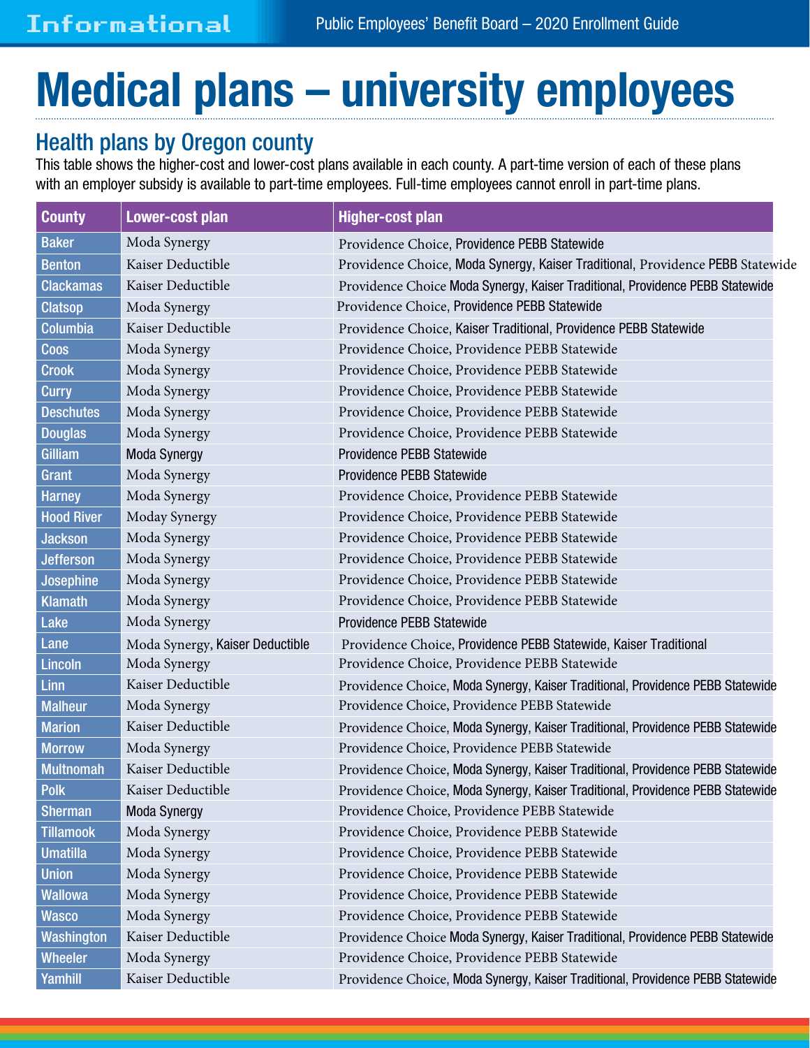# Medical plans – university employees

## Health plans by Oregon county

This table shows the higher-cost and lower-cost plans available in each county. A part-time version of each of these plans with an employer subsidy is available to part-time employees. Full-time employees cannot enroll in part-time plans.

| County | Lower-cost plan | Higher-cost plan |
|---|---|---|
| Baker | Moda Synergy | Providence Choice, Providence PEBB Statewide |
| Benton | Kaiser Deductible | Providence Choice, Moda Synergy, Kaiser Traditional, Providence PEBB Statewide |
| Clackamas | Kaiser Deductible | Providence Choice Moda Synergy, Kaiser Traditional, Providence PEBB Statewide |
| Clatsop | Moda Synergy | Providence Choice, Providence PEBB Statewide |
| Columbia | Kaiser Deductible | Providence Choice, Kaiser Traditional, Providence PEBB Statewide |
| Coos | Moda Synergy | Providence Choice, Providence PEBB Statewide |
| Crook | Moda Synergy | Providence Choice, Providence PEBB Statewide |
| Curry | Moda Synergy | Providence Choice, Providence PEBB Statewide |
| Deschutes | Moda Synergy | Providence Choice, Providence PEBB Statewide |
| Douglas | Moda Synergy | Providence Choice, Providence PEBB Statewide |
| Gilliam | Moda Synergy | Providence PEBB Statewide |
| Grant | Moda Synergy | Providence PEBB Statewide |
| Harney | Moda Synergy | Providence Choice, Providence PEBB Statewide |
| Hood River | Moday Synergy | Providence Choice, Providence PEBB Statewide |
| Jackson | Moda Synergy | Providence Choice, Providence PEBB Statewide |
| Jefferson | Moda Synergy | Providence Choice, Providence PEBB Statewide |
| Josephine | Moda Synergy | Providence Choice, Providence PEBB Statewide |
| Klamath | Moda Synergy | Providence Choice, Providence PEBB Statewide |
| Lake | Moda Synergy | Providence PEBB Statewide |
| Lane | Moda Synergy, Kaiser Deductible | Providence Choice, Providence PEBB Statewide, Kaiser Traditional |
| Lincoln | Moda Synergy | Providence Choice, Providence PEBB Statewide |
| Linn | Kaiser Deductible | Providence Choice, Moda Synergy, Kaiser Traditional, Providence PEBB Statewide |
| Malheur | Moda Synergy | Providence Choice, Providence PEBB Statewide |
| Marion | Kaiser Deductible | Providence Choice, Moda Synergy, Kaiser Traditional, Providence PEBB Statewide |
| Morrow | Moda Synergy | Providence Choice, Providence PEBB Statewide |
| Multnomah | Kaiser Deductible | Providence Choice, Moda Synergy, Kaiser Traditional, Providence PEBB Statewide |
| Polk | Kaiser Deductible | Providence Choice, Moda Synergy, Kaiser Traditional, Providence PEBB Statewide |
| Sherman | Moda Synergy | Providence Choice, Providence PEBB Statewide |
| Tillamook | Moda Synergy | Providence Choice, Providence PEBB Statewide |
| Umatilla | Moda Synergy | Providence Choice, Providence PEBB Statewide |
| Union | Moda Synergy | Providence Choice, Providence PEBB Statewide |
| Wallowa | Moda Synergy | Providence Choice, Providence PEBB Statewide |
| Wasco | Moda Synergy | Providence Choice, Providence PEBB Statewide |
| Washington | Kaiser Deductible | Providence Choice Moda Synergy, Kaiser Traditional, Providence PEBB Statewide |
| Wheeler | Moda Synergy | Providence Choice, Providence PEBB Statewide |
| Yamhill | Kaiser Deductible | Providence Choice, Moda Synergy, Kaiser Traditional, Providence PEBB Statewide |